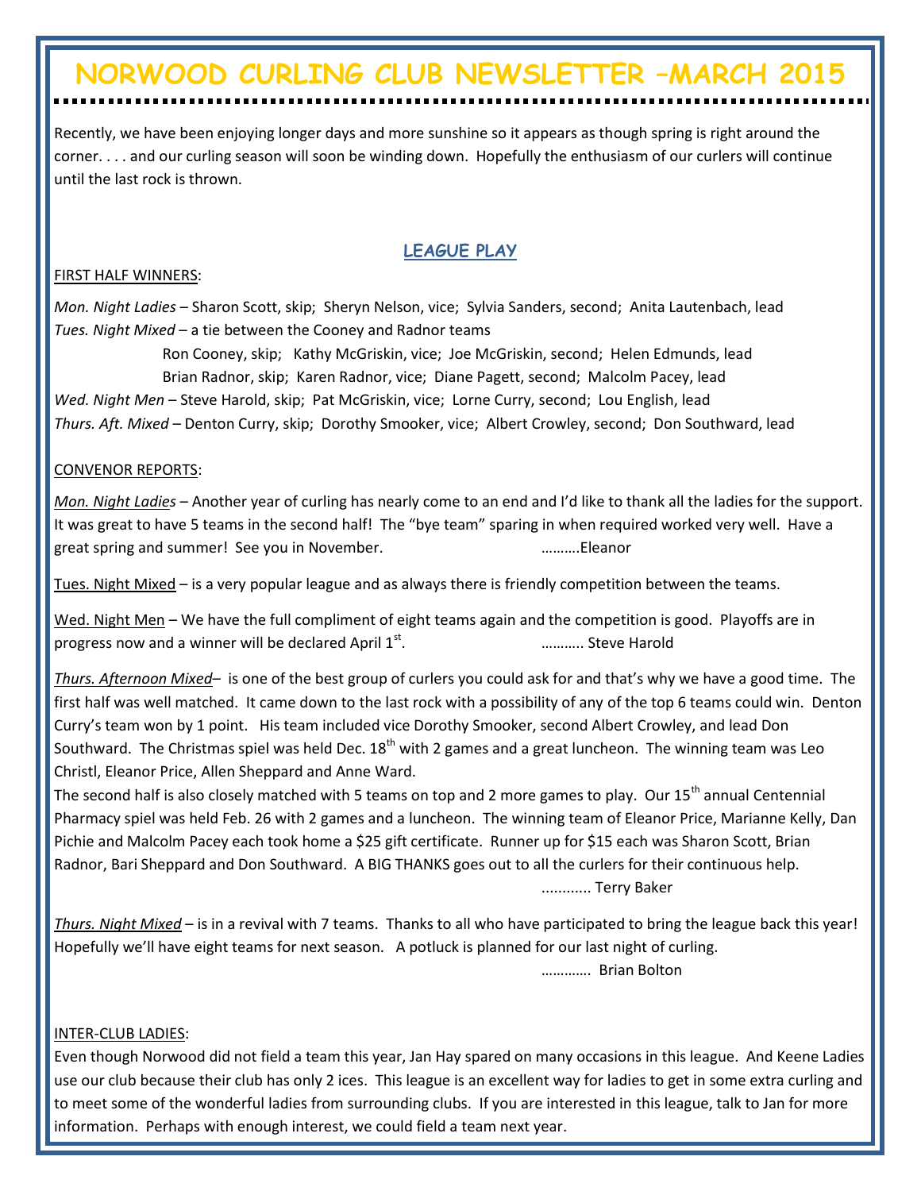# NORWOOD CURLING CLUB NEWSLETTER –MARCH 2015

Recently, we have been enjoying longer days and more sunshine so it appears as though spring is right around the corner. . . . and our curling season will soon be winding down. Hopefully the enthusiasm of our curlers will continue until the last rock is thrown.

## LEAGUE PLAY

FIRST HALF WINNERS:

*Mon. Night Ladies* – Sharon Scott, skip; Sheryn Nelson, vice; Sylvia Sanders, second; Anita Lautenbach, lead
*Tues. Night Mixed* – a tie between the Cooney and Radnor teams
Ron Cooney, skip; Kathy McGriskin, vice; Joe McGriskin, second; Helen Edmunds, lead
Brian Radnor, skip; Karen Radnor, vice; Diane Pagett, second; Malcolm Pacey, lead
*Wed. Night Men* – Steve Harold, skip; Pat McGriskin, vice; Lorne Curry, second; Lou English, lead
*Thurs. Aft. Mixed* – Denton Curry, skip; Dorothy Smooker, vice; Albert Crowley, second; Don Southward, lead

CONVENOR REPORTS:

*Mon. Night Ladies* – Another year of curling has nearly come to an end and I'd like to thank all the ladies for the support. It was great to have 5 teams in the second half! The "bye team" sparing in when required worked very well. Have a great spring and summer! See you in November. ……….Eleanor

Tues. Night Mixed – is a very popular league and as always there is friendly competition between the teams.

Wed. Night Men – We have the full compliment of eight teams again and the competition is good. Playoffs are in progress now and a winner will be declared April 1st. ……….. Steve Harold

*Thurs. Afternoon Mixed*– is one of the best group of curlers you could ask for and that's why we have a good time. The first half was well matched. It came down to the last rock with a possibility of any of the top 6 teams could win. Denton Curry's team won by 1 point. His team included vice Dorothy Smooker, second Albert Crowley, and lead Don Southward. The Christmas spiel was held Dec. 18th with 2 games and a great luncheon. The winning team was Leo Christl, Eleanor Price, Allen Sheppard and Anne Ward.
The second half is also closely matched with 5 teams on top and 2 more games to play. Our 15th annual Centennial Pharmacy spiel was held Feb. 26 with 2 games and a luncheon. The winning team of Eleanor Price, Marianne Kelly, Dan Pichie and Malcolm Pacey each took home a $25 gift certificate. Runner up for $15 each was Sharon Scott, Brian Radnor, Bari Sheppard and Don Southward. A BIG THANKS goes out to all the curlers for their continuous help.
............ Terry Baker

*Thurs. Night Mixed* – is in a revival with 7 teams. Thanks to all who have participated to bring the league back this year! Hopefully we'll have eight teams for next season. A potluck is planned for our last night of curling.
…………. Brian Bolton

INTER-CLUB LADIES:

Even though Norwood did not field a team this year, Jan Hay spared on many occasions in this league. And Keene Ladies use our club because their club has only 2 ices. This league is an excellent way for ladies to get in some extra curling and to meet some of the wonderful ladies from surrounding clubs. If you are interested in this league, talk to Jan for more information. Perhaps with enough interest, we could field a team next year.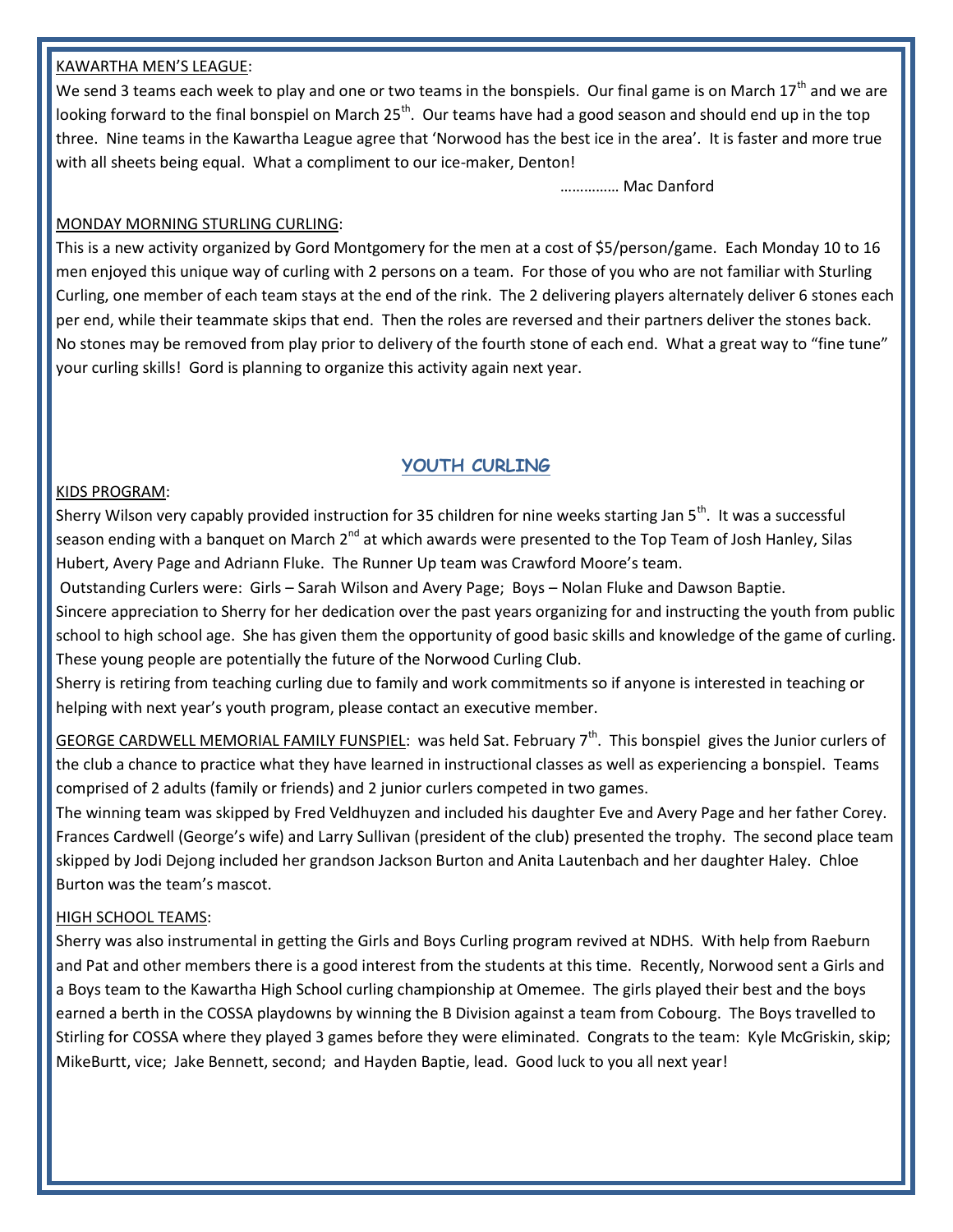KAWARTHA MEN'S LEAGUE:

We send 3 teams each week to play and one or two teams in the bonspiels. Our final game is on March 17th and we are looking forward to the final bonspiel on March 25th. Our teams have had a good season and should end up in the top three. Nine teams in the Kawartha League agree that 'Norwood has the best ice in the area'. It is faster and more true with all sheets being equal. What a compliment to our ice-maker, Denton!

…………… Mac Danford

MONDAY MORNING STURLING CURLING:

This is a new activity organized by Gord Montgomery for the men at a cost of $5/person/game. Each Monday 10 to 16 men enjoyed this unique way of curling with 2 persons on a team. For those of you who are not familiar with Sturling Curling, one member of each team stays at the end of the rink. The 2 delivering players alternately deliver 6 stones each per end, while their teammate skips that end. Then the roles are reversed and their partners deliver the stones back. No stones may be removed from play prior to delivery of the fourth stone of each end. What a great way to "fine tune" your curling skills! Gord is planning to organize this activity again next year.

## YOUTH CURLING

KIDS PROGRAM:

Sherry Wilson very capably provided instruction for 35 children for nine weeks starting Jan 5th. It was a successful season ending with a banquet on March 2nd at which awards were presented to the Top Team of Josh Hanley, Silas Hubert, Avery Page and Adriann Fluke. The Runner Up team was Crawford Moore's team.

Outstanding Curlers were: Girls – Sarah Wilson and Avery Page; Boys – Nolan Fluke and Dawson Baptie.

Sincere appreciation to Sherry for her dedication over the past years organizing for and instructing the youth from public school to high school age. She has given them the opportunity of good basic skills and knowledge of the game of curling. These young people are potentially the future of the Norwood Curling Club.

Sherry is retiring from teaching curling due to family and work commitments so if anyone is interested in teaching or helping with next year's youth program, please contact an executive member.

GEORGE CARDWELL MEMORIAL FAMILY FUNSPIEL: was held Sat. February 7th. This bonspiel gives the Junior curlers of the club a chance to practice what they have learned in instructional classes as well as experiencing a bonspiel. Teams comprised of 2 adults (family or friends) and 2 junior curlers competed in two games.

The winning team was skipped by Fred Veldhuyzen and included his daughter Eve and Avery Page and her father Corey. Frances Cardwell (George's wife) and Larry Sullivan (president of the club) presented the trophy. The second place team skipped by Jodi Dejong included her grandson Jackson Burton and Anita Lautenbach and her daughter Haley. Chloe Burton was the team's mascot.

HIGH SCHOOL TEAMS:

Sherry was also instrumental in getting the Girls and Boys Curling program revived at NDHS. With help from Raeburn and Pat and other members there is a good interest from the students at this time. Recently, Norwood sent a Girls and a Boys team to the Kawartha High School curling championship at Omemee. The girls played their best and the boys earned a berth in the COSSA playdowns by winning the B Division against a team from Cobourg. The Boys travelled to Stirling for COSSA where they played 3 games before they were eliminated. Congrats to the team: Kyle McGriskin, skip; MikeBurtt, vice; Jake Bennett, second; and Hayden Baptie, lead. Good luck to you all next year!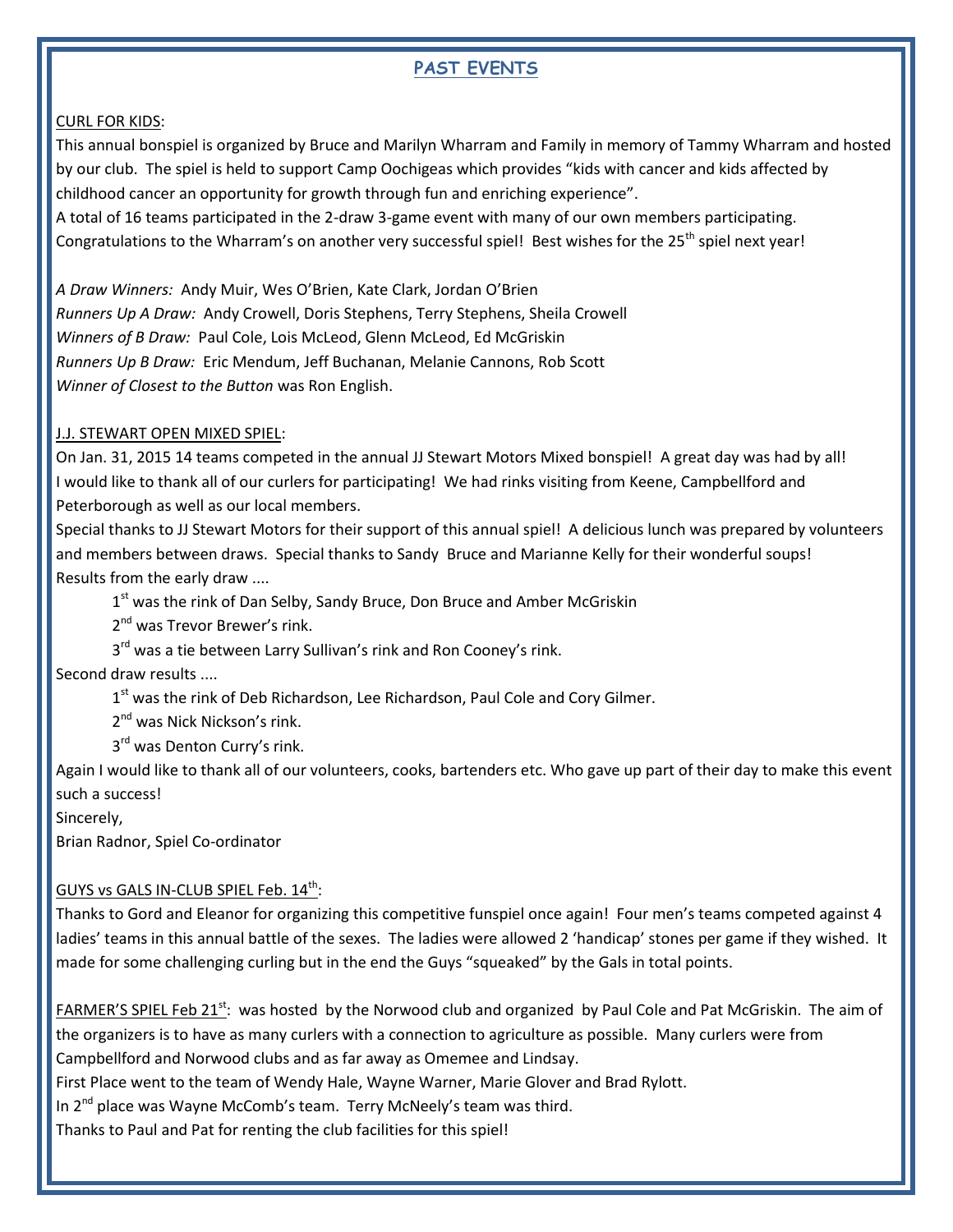## PAST EVENTS

CURL FOR KIDS:

This annual bonspiel is organized by Bruce and Marilyn Wharram and Family in memory of Tammy Wharram and hosted by our club. The spiel is held to support Camp Oochigeas which provides "kids with cancer and kids affected by childhood cancer an opportunity for growth through fun and enriching experience".

A total of 16 teams participated in the 2-draw 3-game event with many of our own members participating. Congratulations to the Wharram's on another very successful spiel! Best wishes for the 25th spiel next year!

*A Draw Winners:* Andy Muir, Wes O'Brien, Kate Clark, Jordan O'Brien
*Runners Up A Draw:* Andy Crowell, Doris Stephens, Terry Stephens, Sheila Crowell
*Winners of B Draw:* Paul Cole, Lois McLeod, Glenn McLeod, Ed McGriskin
*Runners Up B Draw:* Eric Mendum, Jeff Buchanan, Melanie Cannons, Rob Scott
*Winner of Closest to the Button* was Ron English.

J.J. STEWART OPEN MIXED SPIEL:

On Jan. 31, 2015 14 teams competed in the annual JJ Stewart Motors Mixed bonspiel! A great day was had by all! I would like to thank all of our curlers for participating! We had rinks visiting from Keene, Campbellford and Peterborough as well as our local members.

Special thanks to JJ Stewart Motors for their support of this annual spiel! A delicious lunch was prepared by volunteers and members between draws. Special thanks to Sandy Bruce and Marianne Kelly for their wonderful soups!

Results from the early draw ....

1st was the rink of Dan Selby, Sandy Bruce, Don Bruce and Amber McGriskin
2nd was Trevor Brewer's rink.
3rd was a tie between Larry Sullivan's rink and Ron Cooney's rink.

Second draw results ....

1st was the rink of Deb Richardson, Lee Richardson, Paul Cole and Cory Gilmer.
2nd was Nick Nickson's rink.
3rd was Denton Curry's rink.

Again I would like to thank all of our volunteers, cooks, bartenders etc. Who gave up part of their day to make this event such a success!

Sincerely,
Brian Radnor, Spiel Co-ordinator

GUYS vs GALS IN-CLUB SPIEL Feb. 14th:

Thanks to Gord and Eleanor for organizing this competitive funspiel once again! Four men's teams competed against 4 ladies' teams in this annual battle of the sexes. The ladies were allowed 2 'handicap' stones per game if they wished. It made for some challenging curling but in the end the Guys "squeaked" by the Gals in total points.

FARMER'S SPIEL Feb 21st: was hosted by the Norwood club and organized by Paul Cole and Pat McGriskin. The aim of the organizers is to have as many curlers with a connection to agriculture as possible. Many curlers were from Campbellford and Norwood clubs and as far away as Omemee and Lindsay.

First Place went to the team of Wendy Hale, Wayne Warner, Marie Glover and Brad Rylott.

In 2nd place was Wayne McComb's team. Terry McNeely's team was third.

Thanks to Paul and Pat for renting the club facilities for this spiel!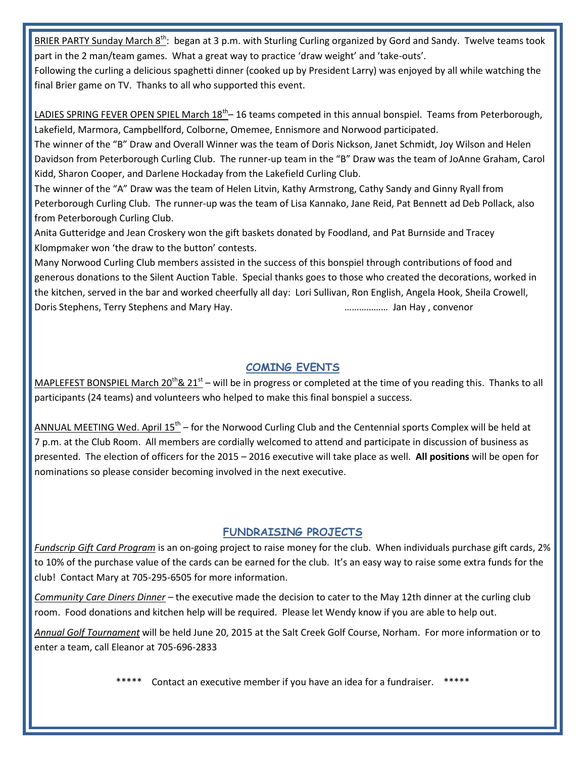BRIER PARTY Sunday March 8th: began at 3 p.m. with Sturling Curling organized by Gord and Sandy. Twelve teams took part in the 2 man/team games. What a great way to practice 'draw weight' and 'take-outs'.
Following the curling a delicious spaghetti dinner (cooked up by President Larry) was enjoyed by all while watching the final Brier game on TV. Thanks to all who supported this event.

LADIES SPRING FEVER OPEN SPIEL March 18th– 16 teams competed in this annual bonspiel. Teams from Peterborough, Lakefield, Marmora, Campbellford, Colborne, Omemee, Ennismore and Norwood participated.
The winner of the "B" Draw and Overall Winner was the team of Doris Nickson, Janet Schmidt, Joy Wilson and Helen Davidson from Peterborough Curling Club. The runner-up team in the "B" Draw was the team of JoAnne Graham, Carol Kidd, Sharon Cooper, and Darlene Hockaday from the Lakefield Curling Club.
The winner of the "A" Draw was the team of Helen Litvin, Kathy Armstrong, Cathy Sandy and Ginny Ryall from Peterborough Curling Club. The runner-up was the team of Lisa Kannako, Jane Reid, Pat Bennett ad Deb Pollack, also from Peterborough Curling Club.
Anita Gutteridge and Jean Croskery won the gift baskets donated by Foodland, and Pat Burnside and Tracey Klompmaker won 'the draw to the button' contests.
Many Norwood Curling Club members assisted in the success of this bonspiel through contributions of food and generous donations to the Silent Auction Table. Special thanks goes to those who created the decorations, worked in the kitchen, served in the bar and worked cheerfully all day: Lori Sullivan, Ron English, Angela Hook, Sheila Crowell, Doris Stephens, Terry Stephens and Mary Hay. ……………… Jan Hay , convenor

## COMING EVENTS

MAPLEFEST BONSPIEL March 20th& 21st – will be in progress or completed at the time of you reading this. Thanks to all participants (24 teams) and volunteers who helped to make this final bonspiel a success.

ANNUAL MEETING Wed. April 15th – for the Norwood Curling Club and the Centennial sports Complex will be held at 7 p.m. at the Club Room. All members are cordially welcomed to attend and participate in discussion of business as presented. The election of officers for the 2015 – 2016 executive will take place as well. **All positions** will be open for nominations so please consider becoming involved in the next executive.

## FUNDRAISING PROJECTS

*Fundscrip Gift Card Program* is an on-going project to raise money for the club. When individuals purchase gift cards, 2% to 10% of the purchase value of the cards can be earned for the club. It's an easy way to raise some extra funds for the club! Contact Mary at 705-295-6505 for more information.

*Community Care Diners Dinner* – the executive made the decision to cater to the May 12th dinner at the curling club room. Food donations and kitchen help will be required. Please let Wendy know if you are able to help out.

*Annual Golf Tournament* will be held June 20, 2015 at the Salt Creek Golf Course, Norham. For more information or to enter a team, call Eleanor at 705-696-2833

***** Contact an executive member if you have an idea for a fundraiser. *****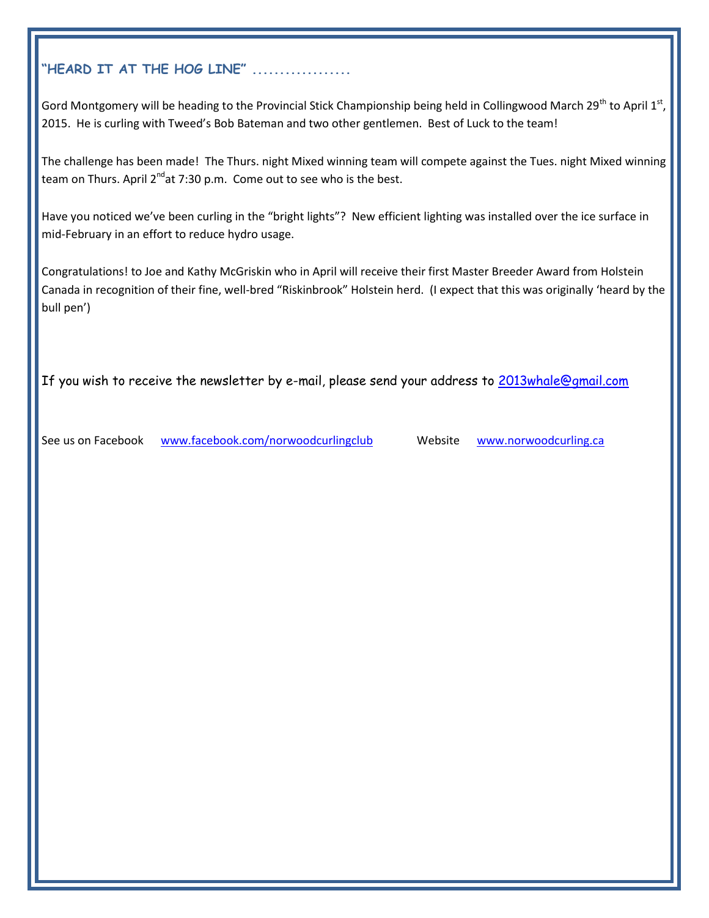## "HEARD IT AT THE HOG LINE" ..................

Gord Montgomery will be heading to the Provincial Stick Championship being held in Collingwood March 29th to April 1st, 2015. He is curling with Tweed's Bob Bateman and two other gentlemen. Best of Luck to the team!

The challenge has been made! The Thurs. night Mixed winning team will compete against the Tues. night Mixed winning team on Thurs. April 2nd at 7:30 p.m. Come out to see who is the best.

Have you noticed we've been curling in the "bright lights"? New efficient lighting was installed over the ice surface in mid-February in an effort to reduce hydro usage.

Congratulations! to Joe and Kathy McGriskin who in April will receive their first Master Breeder Award from Holstein Canada in recognition of their fine, well-bred "Riskinbrook" Holstein herd. (I expect that this was originally 'heard by the bull pen')

If you wish to receive the newsletter by e-mail, please send your address to 2013whale@gmail.com

See us on Facebook www.facebook.com/norwoodcurlingclub Website www.norwoodcurling.ca